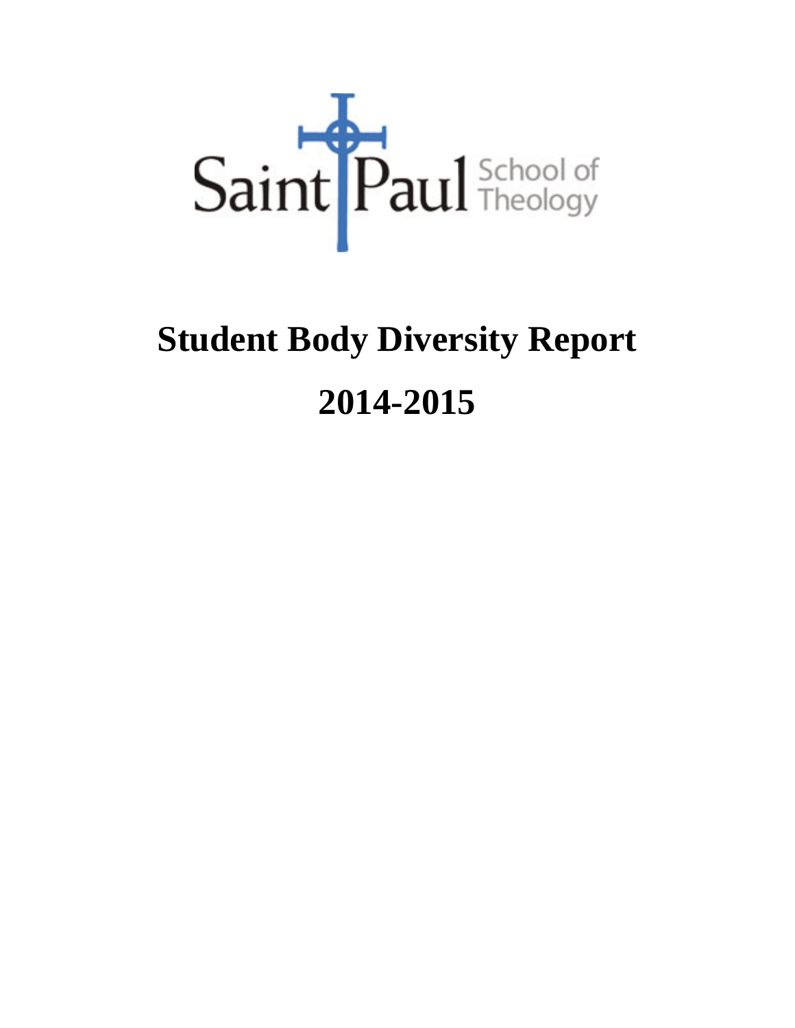Saint Paul School of Theology

# Student Body Diversity Report

# 2014-2015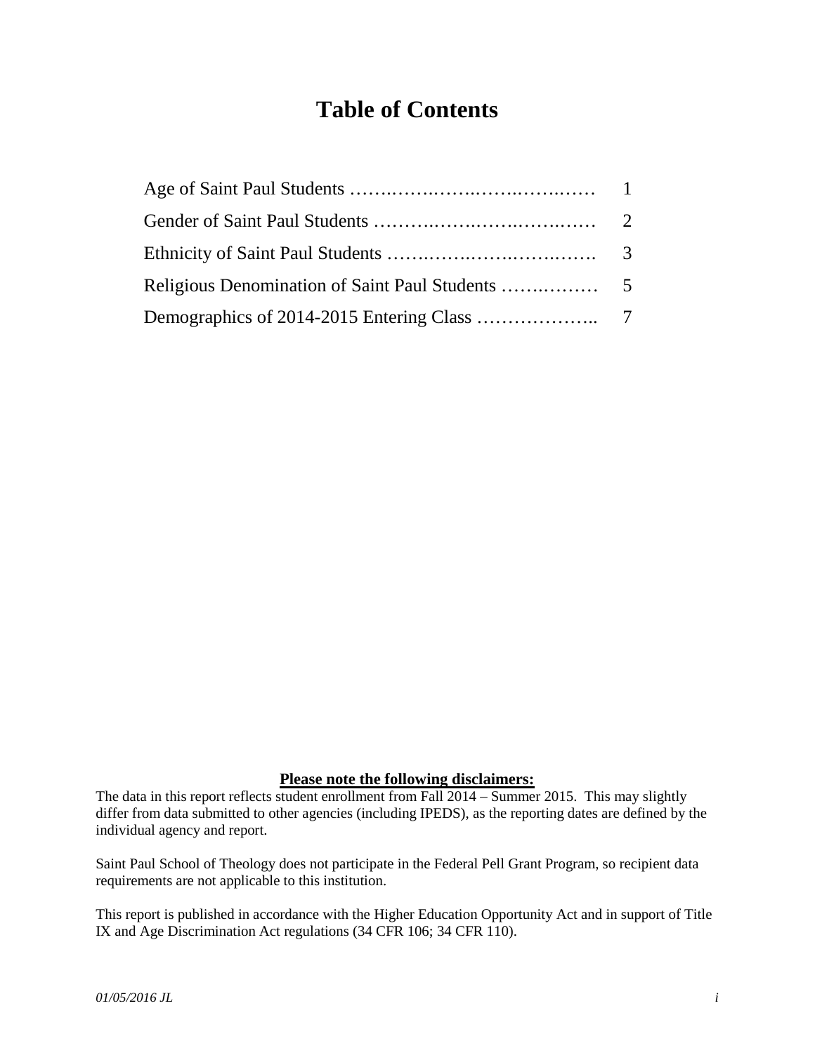# Table of Contents

| | |
|---|---|
| Age of Saint Paul Students | 1 |
| Gender of Saint Paul Students | 2 |
| Ethnicity of Saint Paul Students | 3 |
| Religious Denomination of Saint Paul Students | 5 |
| Demographics of 2014-2015 Entering Class | 7 |

**Please note the following disclaimers:**

The data in this report reflects student enrollment from Fall 2014 – Summer 2015. This may slightly differ from data submitted to other agencies (including IPEDS), as the reporting dates are defined by the individual agency and report.

Saint Paul School of Theology does not participate in the Federal Pell Grant Program, so recipient data requirements are not applicable to this institution.

This report is published in accordance with the Higher Education Opportunity Act and in support of Title IX and Age Discrimination Act regulations (34 CFR 106; 34 CFR 110).

*01/05/2016 JL*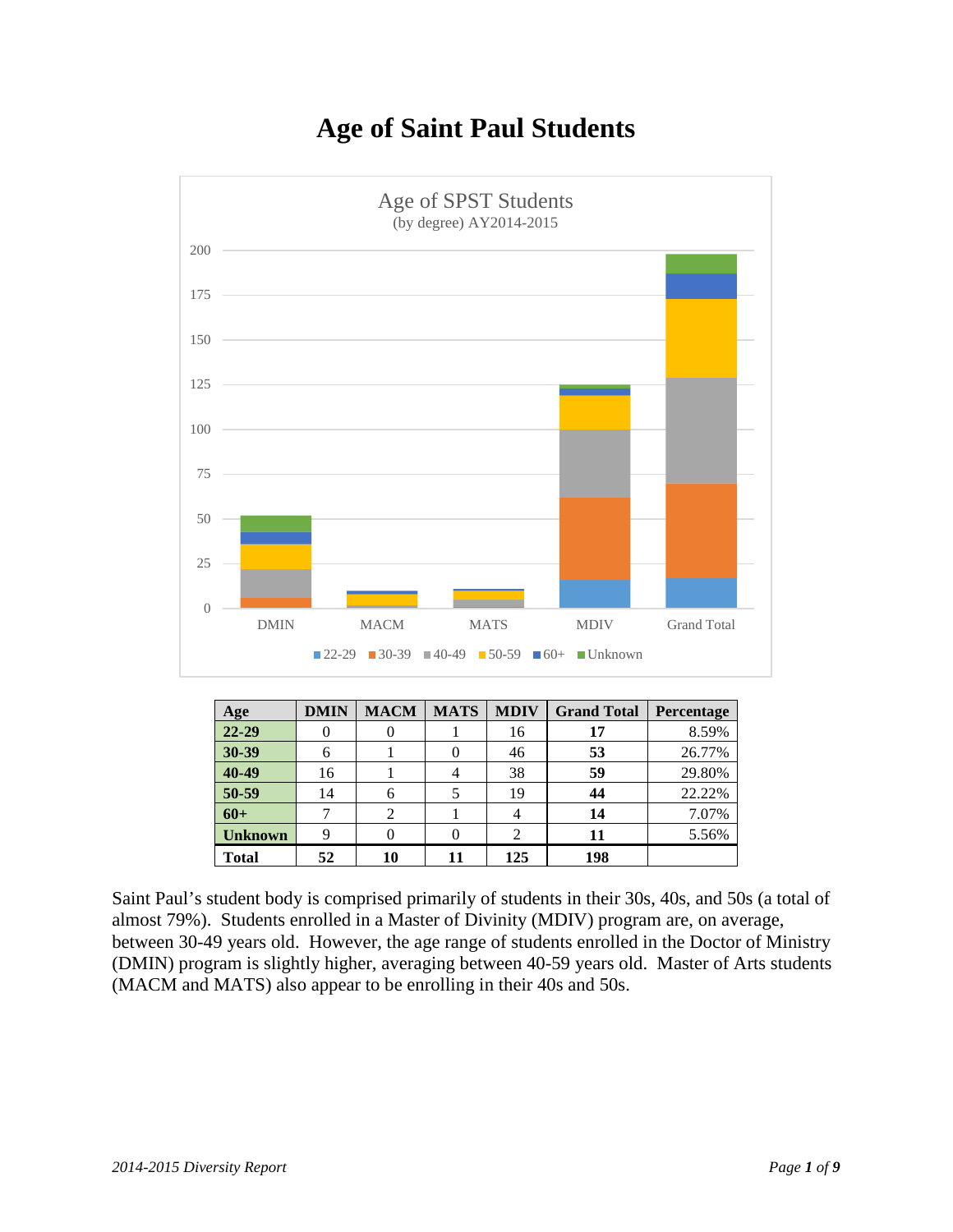# Age of Saint Paul Students

| Age | DMIN | MACM | MATS | MDIV | Grand Total | Percentage |
|---|---|---|---|---|---|---|
| **22-29** | 0 | 0 | 1 | 16 | **17** | 8.59% |
| **30-39** | 6 | 1 | 0 | 46 | **53** | 26.77% |
| **40-49** | 16 | 1 | 4 | 38 | **59** | 29.80% |
| **50-59** | 14 | 6 | 5 | 19 | **44** | 22.22% |
| **60+** | 7 | 2 | 1 | 4 | **14** | 7.07% |
| **Unknown** | 9 | 0 | 0 | 2 | **11** | 5.56% |
| **Total** | **52** | **10** | **11** | **125** | **198** | |

Saint Paul's student body is comprised primarily of students in their 30s, 40s, and 50s (a total of almost 79%). Students enrolled in a Master of Divinity (MDIV) program are, on average, between 30-49 years old. However, the age range of students enrolled in the Doctor of Ministry (DMIN) program is slightly higher, averaging between 40-59 years old. Master of Arts students (MACM and MATS) also appear to be enrolling in their 40s and 50s.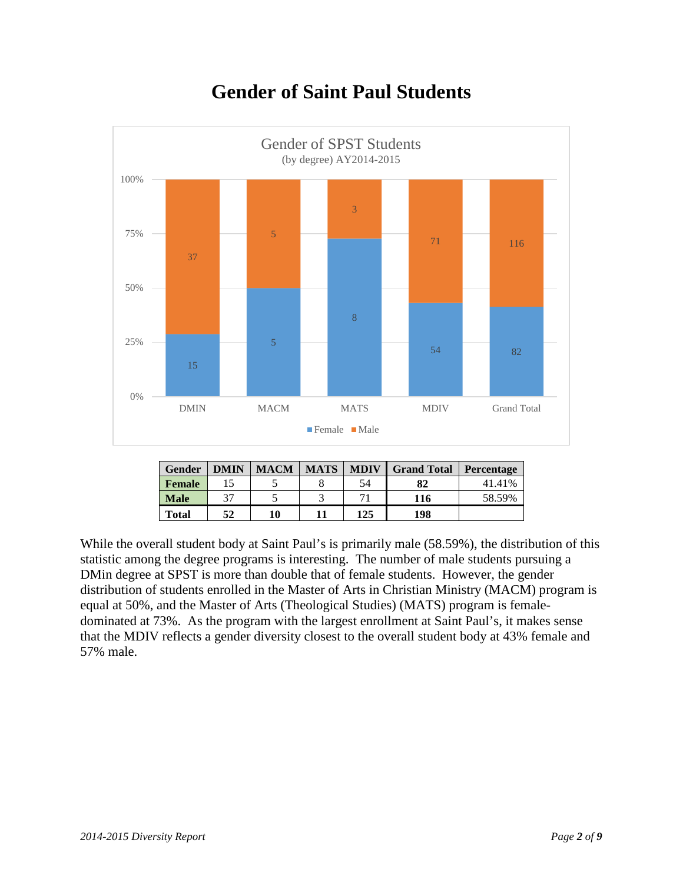# Gender of Saint Paul Students

| Gender | DMIN | MACM | MATS | MDIV | Grand Total | Percentage |
|---|---|---|---|---|---|---|
| **Female** | 15 | 5 | 8 | 54 | **82** | 41.41% |
| **Male** | 37 | 5 | 3 | 71 | **116** | 58.59% |
| **Total** | **52** | **10** | **11** | **125** | **198** | |

While the overall student body at Saint Paul's is primarily male (58.59%), the distribution of this statistic among the degree programs is interesting. The number of male students pursuing a DMin degree at SPST is more than double that of female students. However, the gender distribution of students enrolled in the Master of Arts in Christian Ministry (MACM) program is equal at 50%, and the Master of Arts (Theological Studies) (MATS) program is female-dominated at 73%. As the program with the largest enrollment at Saint Paul's, it makes sense that the MDIV reflects a gender diversity closest to the overall student body at 43% female and 57% male.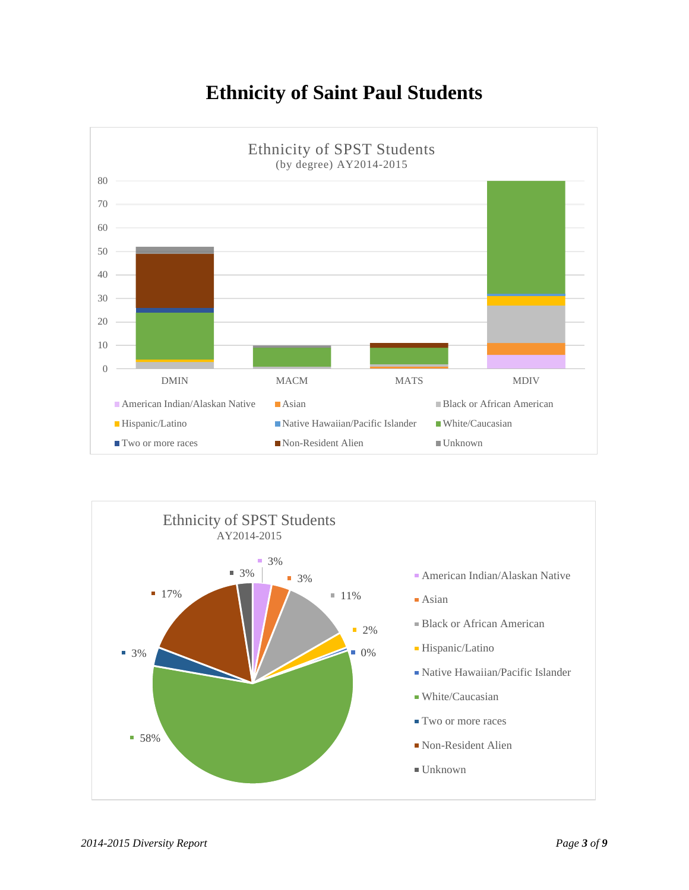# Ethnicity of Saint Paul Students

Ethnicity of SPST Students
(by degree) AY2014-2015

80
70
60
50
40
30
20
10
0

DMIN MACM MATS MDIV

American Indian/Alaskan Native
Asian
Black or African American
Hispanic/Latino
Native Hawaiian/Pacific Islander
White/Caucasian
Two or more races
Non-Resident Alien
Unknown

Ethnicity of SPST Students
AY2014-2015

3%
3%
3%
11%
17%
2%
3%
0%
58%

American Indian/Alaskan Native
Asian
Black or African American
Hispanic/Latino
Native Hawaiian/Pacific Islander
White/Caucasian
Two or more races
Non-Resident Alien
Unknown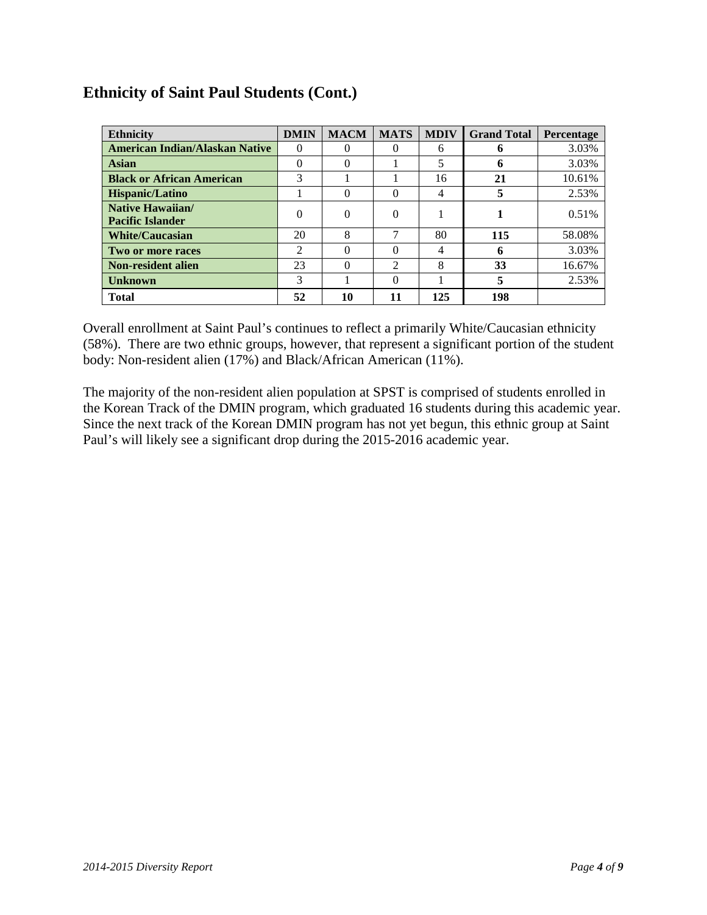## Ethnicity of Saint Paul Students (Cont.)

| Ethnicity | DMIN | MACM | MATS | MDIV | Grand Total | Percentage |
|---|---|---|---|---|---|---|
| American Indian/Alaskan Native | 0 | 0 | 0 | 6 | **6** | 3.03% |
| Asian | 0 | 0 | 1 | 5 | **6** | 3.03% |
| Black or African American | 3 | 1 | 1 | 16 | **21** | 10.61% |
| Hispanic/Latino | 1 | 0 | 0 | 4 | **5** | 2.53% |
| Native Hawaiian/ Pacific Islander | 0 | 0 | 0 | 1 | **1** | 0.51% |
| White/Caucasian | 20 | 8 | 7 | 80 | **115** | 58.08% |
| Two or more races | 2 | 0 | 0 | 4 | **6** | 3.03% |
| Non-resident alien | 23 | 0 | 2 | 8 | **33** | 16.67% |
| Unknown | 3 | 1 | 0 | 1 | **5** | 2.53% |
| **Total** | **52** | **10** | **11** | **125** | **198** | |

Overall enrollment at Saint Paul's continues to reflect a primarily White/Caucasian ethnicity (58%). There are two ethnic groups, however, that represent a significant portion of the student body: Non-resident alien (17%) and Black/African American (11%).

The majority of the non-resident alien population at SPST is comprised of students enrolled in the Korean Track of the DMIN program, which graduated 16 students during this academic year. Since the next track of the Korean DMIN program has not yet begun, this ethnic group at Saint Paul's will likely see a significant drop during the 2015-2016 academic year.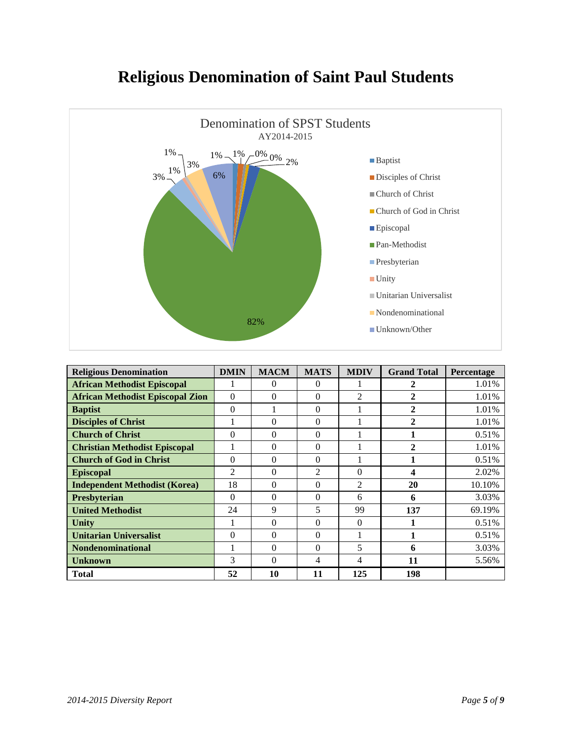# Religious Denomination of Saint Paul Students

| Religious Denomination | DMIN | MACM | MATS | MDIV | Grand Total | Percentage |
|---|---|---|---|---|---|---|
| **African Methodist Episcopal** | 1 | 0 | 0 | 1 | **2** | 1.01% |
| **African Methodist Episcopal Zion** | 0 | 0 | 0 | 2 | **2** | 1.01% |
| **Baptist** | 0 | 1 | 0 | 1 | **2** | 1.01% |
| **Disciples of Christ** | 1 | 0 | 0 | 1 | **2** | 1.01% |
| **Church of Christ** | 0 | 0 | 0 | 1 | **1** | 0.51% |
| **Christian Methodist Episcopal** | 1 | 0 | 0 | 1 | **2** | 1.01% |
| **Church of God in Christ** | 0 | 0 | 0 | 1 | **1** | 0.51% |
| **Episcopal** | 2 | 0 | 2 | 0 | **4** | 2.02% |
| **Independent Methodist (Korea)** | 18 | 0 | 0 | 2 | **20** | 10.10% |
| **Presbyterian** | 0 | 0 | 0 | 6 | **6** | 3.03% |
| **United Methodist** | 24 | 9 | 5 | 99 | **137** | 69.19% |
| **Unity** | 1 | 0 | 0 | 0 | **1** | 0.51% |
| **Unitarian Universalist** | 0 | 0 | 0 | 1 | **1** | 0.51% |
| **Nondenominational** | 1 | 0 | 0 | 5 | **6** | 3.03% |
| **Unknown** | 3 | 0 | 4 | 4 | **11** | 5.56% |
| **Total** | **52** | **10** | **11** | **125** | **198** | |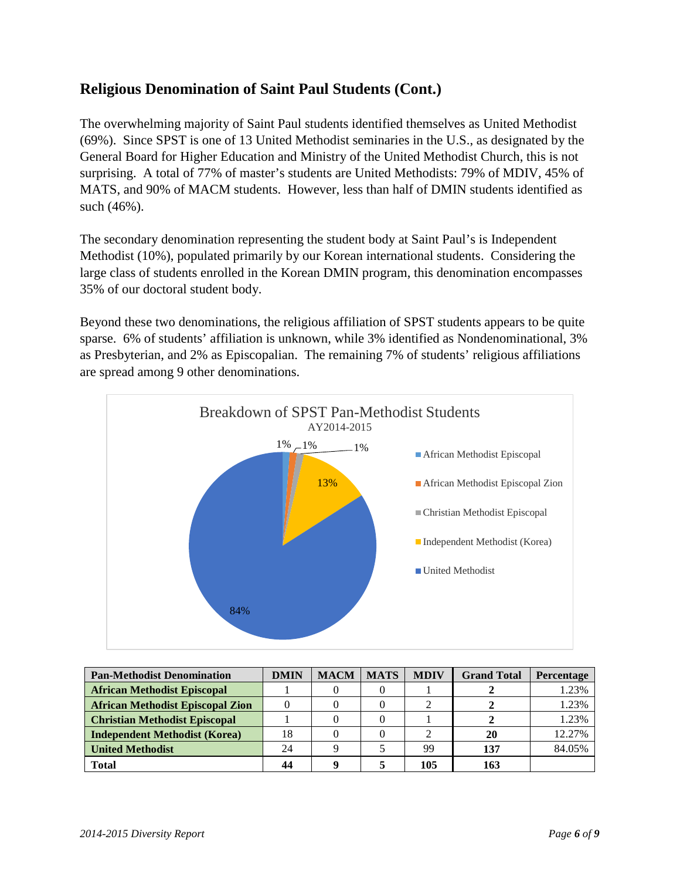## Religious Denomination of Saint Paul Students (Cont.)

The overwhelming majority of Saint Paul students identified themselves as United Methodist (69%). Since SPST is one of 13 United Methodist seminaries in the U.S., as designated by the General Board for Higher Education and Ministry of the United Methodist Church, this is not surprising. A total of 77% of master's students are United Methodists: 79% of MDIV, 45% of MATS, and 90% of MACM students. However, less than half of DMIN students identified as such (46%).

The secondary denomination representing the student body at Saint Paul's is Independent Methodist (10%), populated primarily by our Korean international students. Considering the large class of students enrolled in the Korean DMIN program, this denomination encompasses 35% of our doctoral student body.

Beyond these two denominations, the religious affiliation of SPST students appears to be quite sparse. 6% of students' affiliation is unknown, while 3% identified as Nondenominational, 3% as Presbyterian, and 2% as Episcopalian. The remaining 7% of students' religious affiliations are spread among 9 other denominations.

Breakdown of SPST Pan-Methodist Students
AY2014-2015

- African Methodist Episcopal: 1%
- African Methodist Episcopal Zion: 1%
- Christian Methodist Episcopal: 1%
- Independent Methodist (Korea): 13%
- United Methodist: 84%

| Pan-Methodist Denomination | DMIN | MACM | MATS | MDIV | Grand Total | Percentage |
|---|---|---|---|---|---|---|
| **African Methodist Episcopal** | 1 | 0 | 0 | 1 | **2** | 1.23% |
| **African Methodist Episcopal Zion** | 0 | 0 | 0 | 2 | **2** | 1.23% |
| **Christian Methodist Episcopal** | 1 | 0 | 0 | 1 | **2** | 1.23% |
| **Independent Methodist (Korea)** | 18 | 0 | 0 | 2 | **20** | 12.27% |
| **United Methodist** | 24 | 9 | 5 | 99 | **137** | 84.05% |
| **Total** | **44** | **9** | **5** | **105** | **163** | |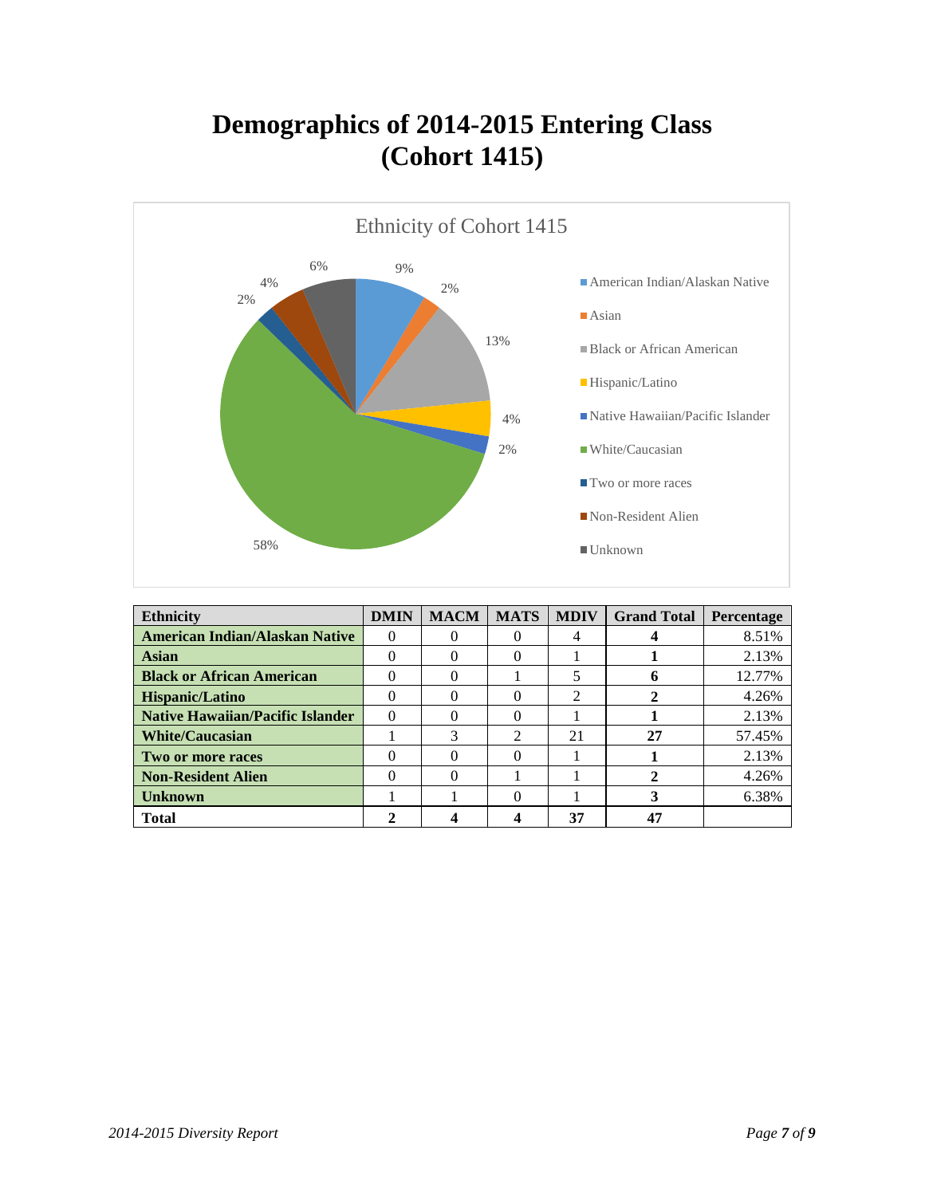# Demographics of 2014-2015 Entering Class (Cohort 1415)

Ethnicity of Cohort 1415

| Ethnicity | DMIN | MACM | MATS | MDIV | Grand Total | Percentage |
|---|---|---|---|---|---|---|
| **American Indian/Alaskan Native** | 0 | 0 | 0 | 4 | **4** | 8.51% |
| **Asian** | 0 | 0 | 0 | 1 | **1** | 2.13% |
| **Black or African American** | 0 | 0 | 1 | 5 | **6** | 12.77% |
| **Hispanic/Latino** | 0 | 0 | 0 | 2 | **2** | 4.26% |
| **Native Hawaiian/Pacific Islander** | 0 | 0 | 0 | 1 | **1** | 2.13% |
| **White/Caucasian** | 1 | 3 | 2 | 21 | **27** | 57.45% |
| **Two or more races** | 0 | 0 | 0 | 1 | **1** | 2.13% |
| **Non-Resident Alien** | 0 | 0 | 1 | 1 | **2** | 4.26% |
| **Unknown** | 1 | 1 | 0 | 1 | **3** | 6.38% |
| **Total** | **2** | **4** | **4** | **37** | **47** | |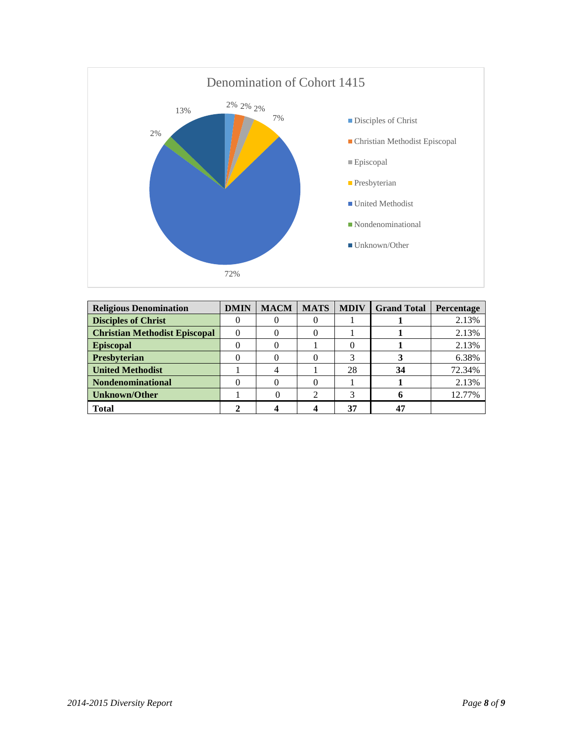Denomination of Cohort 1415

| Religious Denomination | DMIN | MACM | MATS | MDIV | Grand Total | Percentage |
|---|---|---|---|---|---|---|
| **Disciples of Christ** | 0 | 0 | 0 | 1 | **1** | 2.13% |
| **Christian Methodist Episcopal** | 0 | 0 | 0 | 1 | **1** | 2.13% |
| **Episcopal** | 0 | 0 | 1 | 0 | **1** | 2.13% |
| **Presbyterian** | 0 | 0 | 0 | 3 | **3** | 6.38% |
| **United Methodist** | 1 | 4 | 1 | 28 | **34** | 72.34% |
| **Nondenominational** | 0 | 0 | 0 | 1 | **1** | 2.13% |
| **Unknown/Other** | 1 | 0 | 2 | 3 | **6** | 12.77% |
| **Total** | **2** | **4** | **4** | **37** | **47** | |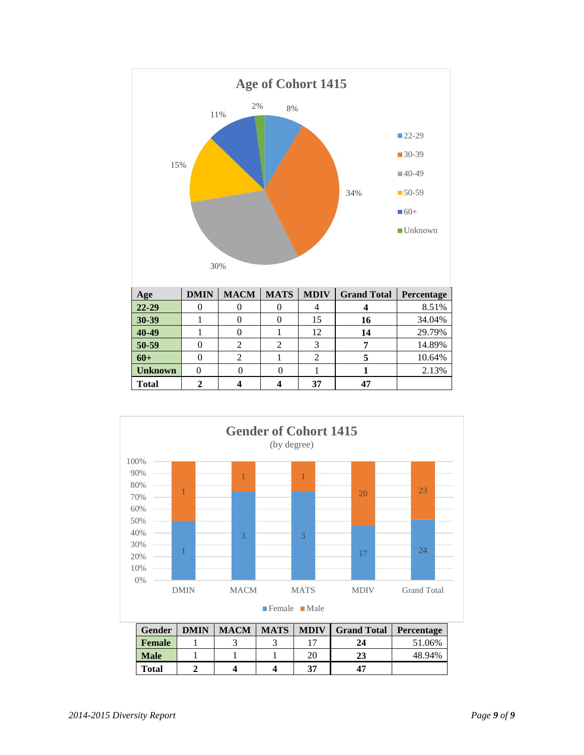Age of Cohort 1415

2%
8%
11%
15%
34%
30%

22-29
30-39
40-49
50-59
60+
Unknown

| Age | DMIN | MACM | MATS | MDIV | Grand Total | Percentage |
|---|---|---|---|---|---|---|
| **22-29** | 0 | 0 | 0 | 4 | **4** | 8.51% |
| **30-39** | 1 | 0 | 0 | 15 | **16** | 34.04% |
| **40-49** | 1 | 0 | 1 | 12 | **14** | 29.79% |
| **50-59** | 0 | 2 | 2 | 3 | **7** | 14.89% |
| **60+** | 0 | 2 | 1 | 2 | **5** | 10.64% |
| **Unknown** | 0 | 0 | 0 | 1 | **1** | 2.13% |
| **Total** | **2** | **4** | **4** | **37** | **47** | |

Gender of Cohort 1415
(by degree)

100%
90%
80%
70%
60%
50%
40%
30%
20%
10%
0%

DMIN: 1, 1
MACM: 3, 1
MATS: 3, 1
MDIV: 17, 20
Grand Total: 24, 23

Female
Male

| Gender | DMIN | MACM | MATS | MDIV | Grand Total | Percentage |
|---|---|---|---|---|---|---|
| **Female** | 1 | 3 | 3 | 17 | **24** | 51.06% |
| **Male** | 1 | 1 | 1 | 20 | **23** | 48.94% |
| **Total** | **2** | **4** | **4** | **37** | **47** | |